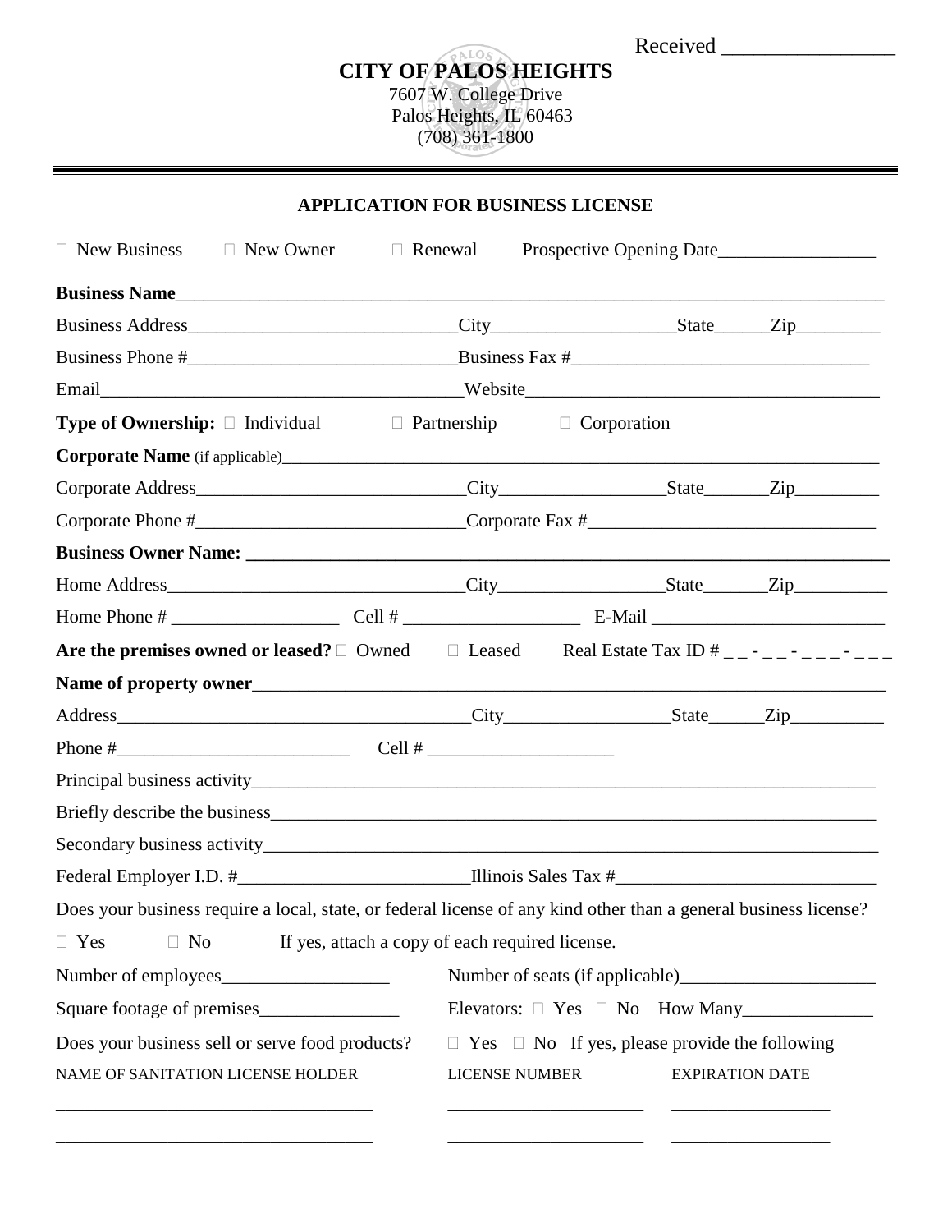Received ________________

# CITY OF PALOS HEIGHTS

7607 W. College Drive
Palos Heights, IL 60463
(708) 361-1800

## APPLICATION FOR BUSINESS LICENSE

☐ New Business ☐ New Owner ☐ Renewal Prospective Opening Date_________________

**Business Name**_______________________________________________________________

Business Address____________________________City____________________State______Zip_________

Business Phone #_____________________________Business Fax #________________________________

Email_______________________________________Website_____________________________________

**Type of Ownership:** ☐ Individual ☐ Partnership ☐ Corporation

**Corporate Name** (if applicable)_______________________________________________________

Corporate Address____________________________City__________________State_______Zip_________

Corporate Phone #____________________________Corporate Fax #______________________________

**Business Owner Name: _______________________________________________________________**

Home Address_______________________________City__________________State_______Zip__________

Home Phone # __________________ Cell # ___________________ E-Mail _________________________

**Are the premises owned or leased?** ☐ Owned ☐ Leased Real Estate Tax ID # _ _ - _ _ - _ _ _ - _ _ _

**Name of property owner**_____________________________________________________________

Address______________________________________City__________________State______Zip__________

Phone #__________________________ Cell # ____________________

Principal business activity______________________________________________________________

Briefly describe the business____________________________________________________________

Secondary business activity_____________________________________________________________

Federal Employer I.D. #_________________________Illinois Sales Tax #____________________________

Does your business require a local, state, or federal license of any kind other than a general business license?

☐ Yes ☐ No If yes, attach a copy of each required license.

Number of employees__________________ Number of seats (if applicable)______________________

Square footage of premises_______________ Elevators: ☐ Yes ☐ No How Many______________

Does your business sell or serve food products? ☐ Yes ☐ No If yes, please provide the following

| NAME OF SANITATION LICENSE HOLDER | LICENSE NUMBER | EXPIRATION DATE |
|---|---|---|
| ___________________________________ | ______________________ | _________________ |
| ___________________________________ | ______________________ | _________________ |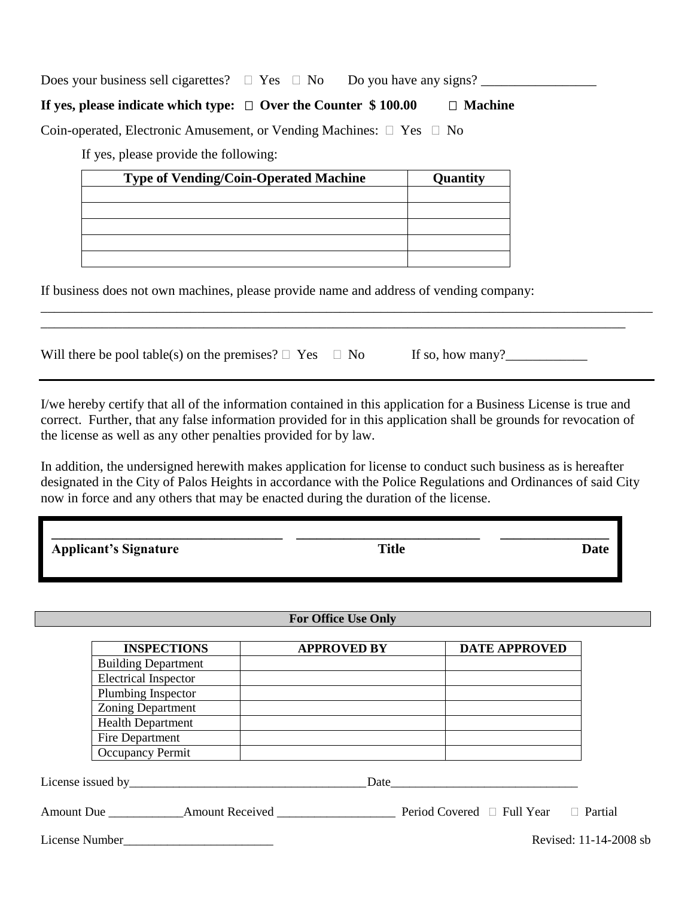Does your business sell cigarettes? ☐ Yes ☐ No Do you have any signs? _________________

**If yes, please indicate which type: ☐ Over the Counter $ 100.00 ☐ Machine**

Coin-operated, Electronic Amusement, or Vending Machines: ☐ Yes ☐ No

If yes, please provide the following:

| Type of Vending/Coin-Operated Machine | Quantity |
|---|---|
| | |
| | |
| | |
| | |
| | |

If business does not own machines, please provide name and address of vending company:

_____________________________________________________________________________________________

_____________________________________________________________________________________________

Will there be pool table(s) on the premises? ☐ Yes ☐ No If so, how many?____________

---

I/we hereby certify that all of the information contained in this application for a Business License is true and correct. Further, that any false information provided for in this application shall be grounds for revocation of the license as well as any other penalties provided for by law.

In addition, the undersigned herewith makes application for license to conduct such business as is hereafter designated in the City of Palos Heights in accordance with the Police Regulations and Ordinances of said City now in force and any others that may be enacted during the duration of the license.

| **Applicant's Signature** | **Title** | **Date** |
|---|---|---|
| | | |

**For Office Use Only**

| INSPECTIONS | APPROVED BY | DATE APPROVED |
|---|---|---|
| Building Department | | |
| Electrical Inspector | | |
| Plumbing Inspector | | |
| Zoning Department | | |
| Health Department | | |
| Fire Department | | |
| Occupancy Permit | | |

License issued by______________________________________ Date______________________________

Amount Due ____________ Amount Received ___________________ Period Covered ☐ Full Year ☐ Partial

License Number________________________

Revised: 11-14-2008 sb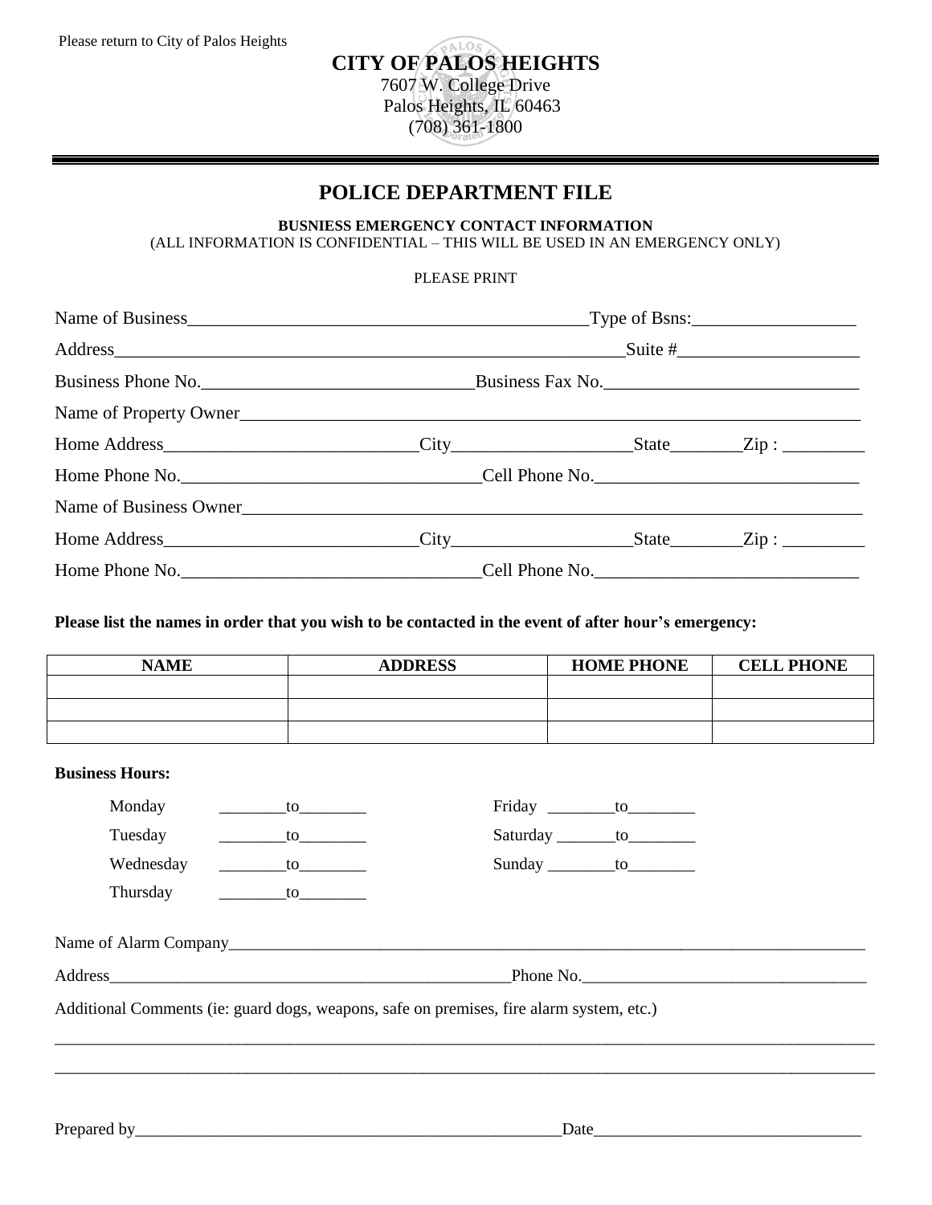Please return to City of Palos Heights

**CITY OF PALOS HEIGHTS**
7607 W. College Drive
Palos Heights, IL 60463
(708) 361-1800

# POLICE DEPARTMENT FILE

**BUSNIESS EMERGENCY CONTACT INFORMATION**
(ALL INFORMATION IS CONFIDENTIAL – THIS WILL BE USED IN AN EMERGENCY ONLY)

PLEASE PRINT

Name of Business_____________________________________________Type of Bsns:__________________

Address__________________________________________________________Suite #____________________

Business Phone No.______________________________Business Fax No.____________________________

Name of Property Owner______________________________________________________________________

Home Address___________________________City___________________State________Zip : _________

Home Phone No.________________________________Cell Phone No.____________________________

Name of Business Owner_______________________________________________________________________

Home Address___________________________City___________________State________Zip : _________

Home Phone No.________________________________Cell Phone No.____________________________

**Please list the names in order that you wish to be contacted in the event of after hour's emergency:**

| NAME | ADDRESS | HOME PHONE | CELL PHONE |
|---|---|---|---|
| | | | |
| | | | |
| | | | |

**Business Hours:**

Monday ________to________
Tuesday ________to________
Wednesday ________to________
Thursday ________to________
Friday ________to________
Saturday _______to________
Sunday ________to________

Name of Alarm Company_____________________________________________________________________________

Address__________________________________________________Phone No.__________________________________

Additional Comments (ie: guard dogs, weapons, safe on premises, fire alarm system, etc.)

______________________________________________________________________________________________________

______________________________________________________________________________________________________

Prepared by_____________________________________________________Date________________________________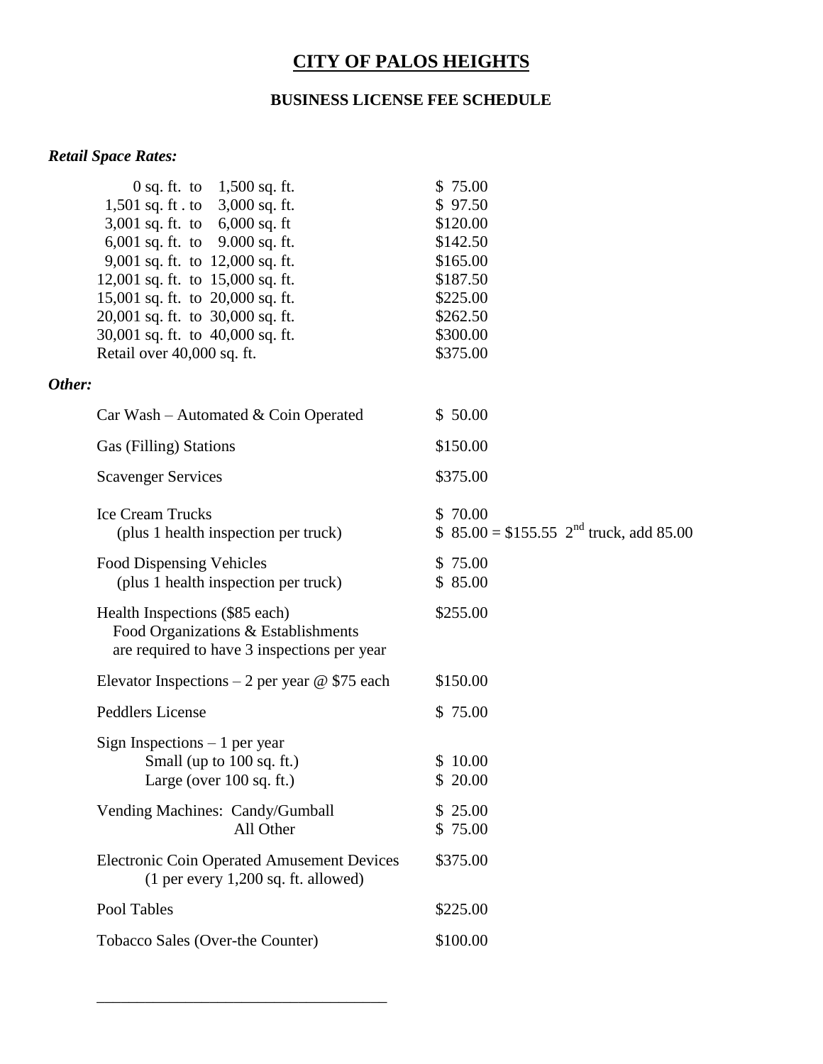# CITY OF PALOS HEIGHTS

## BUSINESS LICENSE FEE SCHEDULE

***Retail Space Rates:***

| | |
|---|---|
| 0 sq. ft. to 1,500 sq. ft. | $ 75.00 |
| 1,501 sq. ft . to 3,000 sq. ft. | $ 97.50 |
| 3,001 sq. ft. to 6,000 sq. ft | $120.00 |
| 6,001 sq. ft. to 9.000 sq. ft. | $142.50 |
| 9,001 sq. ft. to 12,000 sq. ft. | $165.00 |
| 12,001 sq. ft. to 15,000 sq. ft. | $187.50 |
| 15,001 sq. ft. to 20,000 sq. ft. | $225.00 |
| 20,001 sq. ft. to 30,000 sq. ft. | $262.50 |
| 30,001 sq. ft. to 40,000 sq. ft. | $300.00 |
| Retail over 40,000 sq. ft. | $375.00 |

***Other:***

| | |
|---|---|
| Car Wash – Automated & Coin Operated | $ 50.00 |
| Gas (Filling) Stations | $150.00 |
| Scavenger Services | $375.00 |
| Ice Cream Trucks | $ 70.00 |
| (plus 1 health inspection per truck) | $ 85.00 = $155.55 2nd truck, add 85.00 |
| Food Dispensing Vehicles | $ 75.00 |
| (plus 1 health inspection per truck) | $ 85.00 |
| Health Inspections ($85 each) Food Organizations & Establishments are required to have 3 inspections per year | $255.00 |
| Elevator Inspections – 2 per year @ $75 each | $150.00 |
| Peddlers License | $ 75.00 |
| Sign Inspections – 1 per year | |
| Small (up to 100 sq. ft.) | $ 10.00 |
| Large (over 100 sq. ft.) | $ 20.00 |
| Vending Machines: Candy/Gumball | $ 25.00 |
| All Other | $ 75.00 |
| Electronic Coin Operated Amusement Devices (1 per every 1,200 sq. ft. allowed) | $375.00 |
| Pool Tables | $225.00 |
| Tobacco Sales (Over-the Counter) | $100.00 |